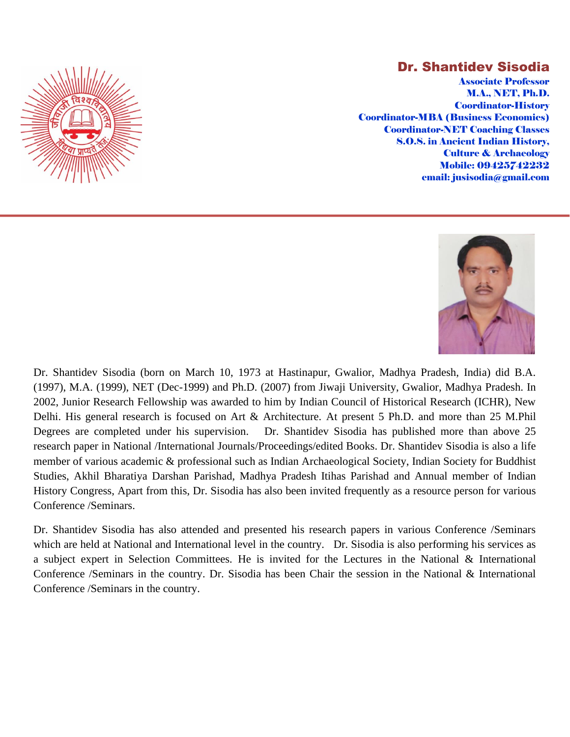# Dr. Shantidev Sisodia

**Associate Professor**
**M.A., NET, Ph.D.**
**Coordinator-History**
**Coordinator-MBA (Business Economics)**
**Coordinator-NET Coaching Classes**
**S.O.S. in Ancient Indian History, Culture & Archaeology**
**Mobile: 09425742232**
**email: jusisodia@gmail.com**

---

Dr. Shantidev Sisodia (born on March 10, 1973 at Hastinapur, Gwalior, Madhya Pradesh, India) did B.A. (1997), M.A. (1999), NET (Dec-1999) and Ph.D. (2007) from Jiwaji University, Gwalior, Madhya Pradesh. In 2002, Junior Research Fellowship was awarded to him by Indian Council of Historical Research (ICHR), New Delhi. His general research is focused on Art & Architecture. At present 5 Ph.D. and more than 25 M.Phil Degrees are completed under his supervision. Dr. Shantidev Sisodia has published more than above 25 research paper in National /International Journals/Proceedings/edited Books. Dr. Shantidev Sisodia is also a life member of various academic & professional such as Indian Archaeological Society, Indian Society for Buddhist Studies, Akhil Bharatiya Darshan Parishad, Madhya Pradesh Itihas Parishad and Annual member of Indian History Congress, Apart from this, Dr. Sisodia has also been invited frequently as a resource person for various Conference /Seminars.

Dr. Shantidev Sisodia has also attended and presented his research papers in various Conference /Seminars which are held at National and International level in the country. Dr. Sisodia is also performing his services as a subject expert in Selection Committees. He is invited for the Lectures in the National & International Conference /Seminars in the country. Dr. Sisodia has been Chair the session in the National & International Conference /Seminars in the country.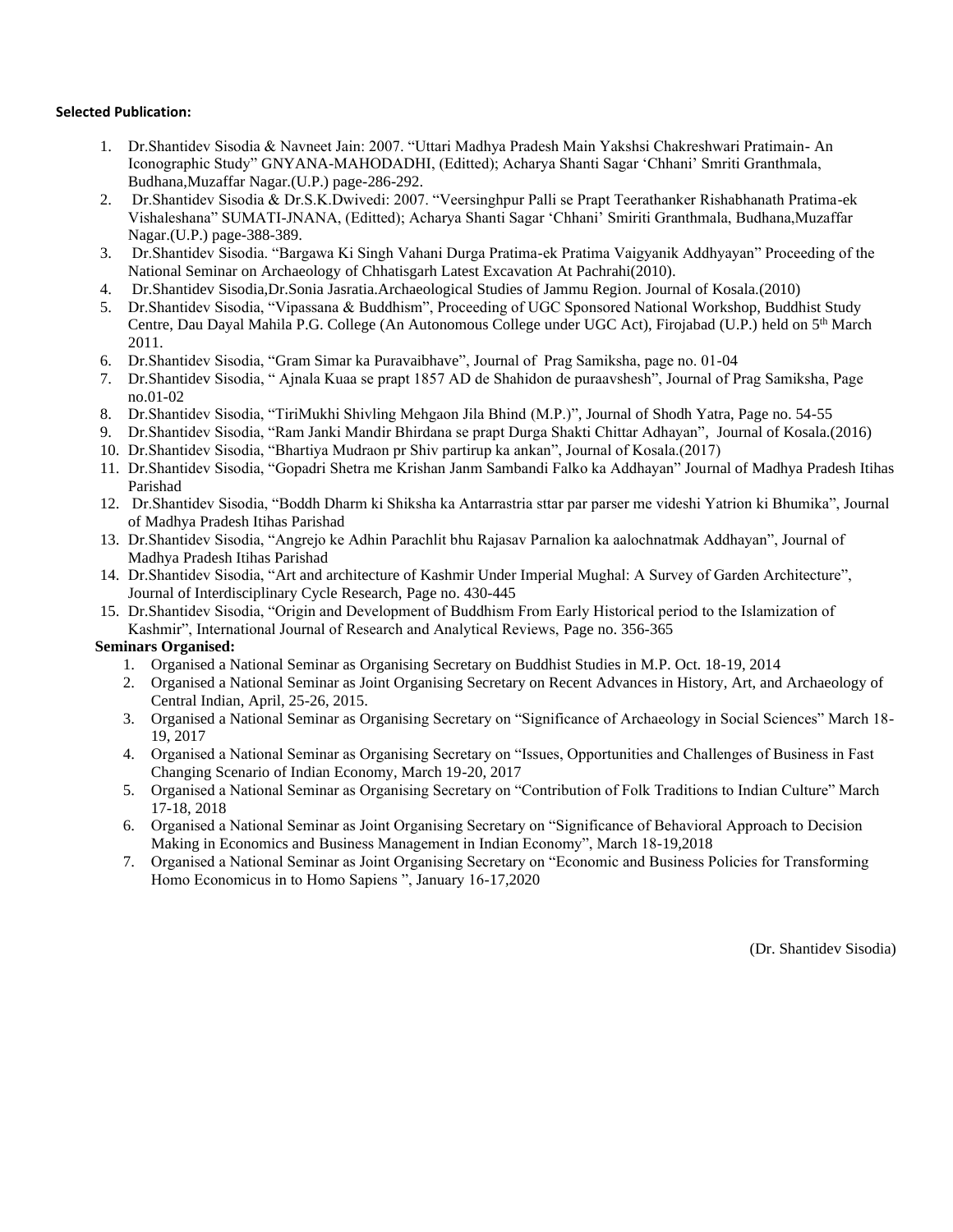**Selected Publication:**

1. Dr.Shantidev Sisodia & Navneet Jain: 2007. "Uttari Madhya Pradesh Main Yakshsi Chakreshwari Pratimain- An Iconographic Study" GNYANA-MAHODADHI, (Editted); Acharya Shanti Sagar 'Chhani' Smriti Granthmala, Budhana,Muzaffar Nagar.(U.P.) page-286-292.
2. Dr.Shantidev Sisodia & Dr.S.K.Dwivedi: 2007. "Veersinghpur Palli se Prapt Teerathanker Rishabhanath Pratima-ek Vishaleshana" SUMATI-JNANA, (Editted); Acharya Shanti Sagar 'Chhani' Smiriti Granthmala, Budhana,Muzaffar Nagar.(U.P.) page-388-389.
3. Dr.Shantidev Sisodia. "Bargawa Ki Singh Vahani Durga Pratima-ek Pratima Vaigyanik Addhyayan" Proceeding of the National Seminar on Archaeology of Chhatisgarh Latest Excavation At Pachrahi(2010).
4. Dr.Shantidev Sisodia,Dr.Sonia Jasratia.Archaeological Studies of Jammu Region. Journal of Kosala.(2010)
5. Dr.Shantidev Sisodia, "Vipassana & Buddhism", Proceeding of UGC Sponsored National Workshop, Buddhist Study Centre, Dau Dayal Mahila P.G. College (An Autonomous College under UGC Act), Firojabad (U.P.) held on 5th March 2011.
6. Dr.Shantidev Sisodia, "Gram Simar ka Puravaibhave", Journal of Prag Samiksha, page no. 01-04
7. Dr.Shantidev Sisodia, " Ajnala Kuaa se prapt 1857 AD de Shahidon de puraavshesh", Journal of Prag Samiksha, Page no.01-02
8. Dr.Shantidev Sisodia, "TiriMukhi Shivling Mehgaon Jila Bhind (M.P.)", Journal of Shodh Yatra, Page no. 54-55
9. Dr.Shantidev Sisodia, "Ram Janki Mandir Bhirdana se prapt Durga Shakti Chittar Adhayan", Journal of Kosala.(2016)
10. Dr.Shantidev Sisodia, "Bhartiya Mudraon pr Shiv partirup ka ankan", Journal of Kosala.(2017)
11. Dr.Shantidev Sisodia, "Gopadri Shetra me Krishan Janm Sambandi Falko ka Addhayan" Journal of Madhya Pradesh Itihas Parishad
12. Dr.Shantidev Sisodia, "Boddh Dharm ki Shiksha ka Antarrastria sttar par parser me videshi Yatrion ki Bhumika", Journal of Madhya Pradesh Itihas Parishad
13. Dr.Shantidev Sisodia, "Angrejo ke Adhin Parachlit bhu Rajasav Parnalion ka aalochnatmak Addhayan", Journal of Madhya Pradesh Itihas Parishad
14. Dr.Shantidev Sisodia, "Art and architecture of Kashmir Under Imperial Mughal: A Survey of Garden Architecture", Journal of Interdisciplinary Cycle Research, Page no. 430-445
15. Dr.Shantidev Sisodia, "Origin and Development of Buddhism From Early Historical period to the Islamization of Kashmir", International Journal of Research and Analytical Reviews, Page no. 356-365

**Seminars Organised:**

1. Organised a National Seminar as Organising Secretary on Buddhist Studies in M.P. Oct. 18-19, 2014
2. Organised a National Seminar as Joint Organising Secretary on Recent Advances in History, Art, and Archaeology of Central Indian, April, 25-26, 2015.
3. Organised a National Seminar as Organising Secretary on "Significance of Archaeology in Social Sciences" March 18-19, 2017
4. Organised a National Seminar as Organising Secretary on "Issues, Opportunities and Challenges of Business in Fast Changing Scenario of Indian Economy, March 19-20, 2017
5. Organised a National Seminar as Organising Secretary on "Contribution of Folk Traditions to Indian Culture" March 17-18, 2018
6. Organised a National Seminar as Joint Organising Secretary on "Significance of Behavioral Approach to Decision Making in Economics and Business Management in Indian Economy", March 18-19,2018
7. Organised a National Seminar as Joint Organising Secretary on "Economic and Business Policies for Transforming Homo Economicus in to Homo Sapiens ", January 16-17,2020

(Dr. Shantidev Sisodia)